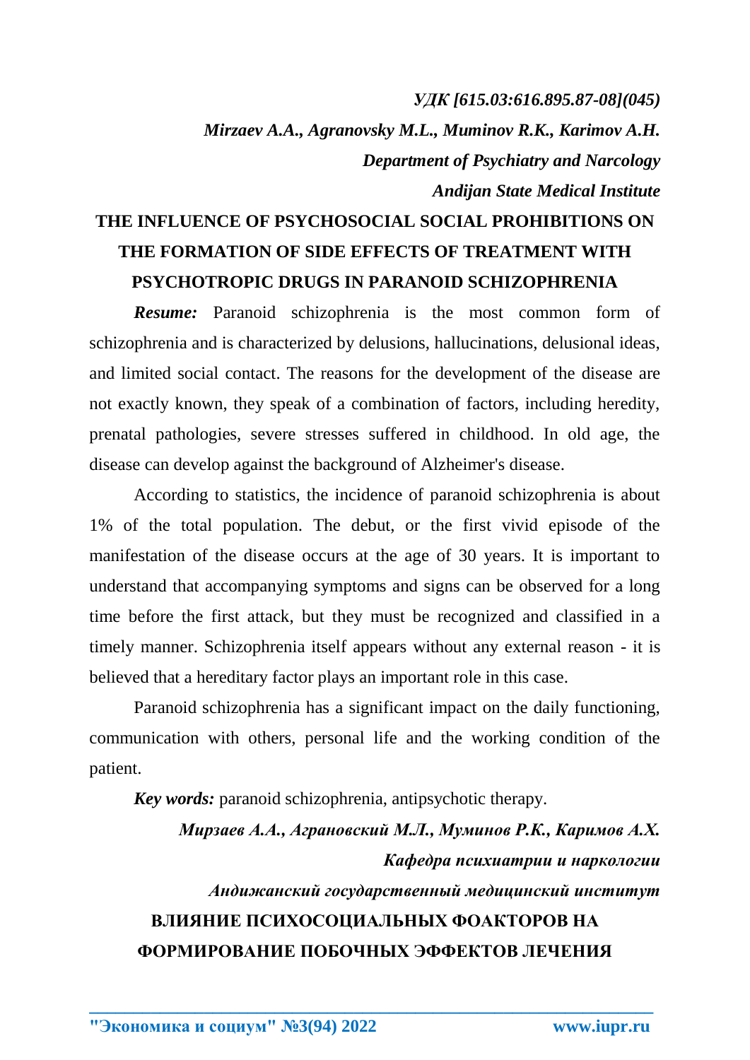*УДК [615.03:616.895.87-08](045)*

***Mirzaev A.A., Agranovsky M.L., Muminov R.K., Karimov A.H.***

***Department of Psychiatry and Narcology***

***Andijan State Medical Institute***

# THE INFLUENCE OF PSYCHOSOCIAL SOCIAL PROHIBITIONS ON THE FORMATION OF SIDE EFFECTS OF TREATMENT WITH PSYCHOTROPIC DRUGS IN PARANOID SCHIZOPHRENIA

***Resume:*** Paranoid schizophrenia is the most common form of schizophrenia and is characterized by delusions, hallucinations, delusional ideas, and limited social contact. The reasons for the development of the disease are not exactly known, they speak of a combination of factors, including heredity, prenatal pathologies, severe stresses suffered in childhood. In old age, the disease can develop against the background of Alzheimer's disease.

According to statistics, the incidence of paranoid schizophrenia is about 1% of the total population. The debut, or the first vivid episode of the manifestation of the disease occurs at the age of 30 years. It is important to understand that accompanying symptoms and signs can be observed for a long time before the first attack, but they must be recognized and classified in a timely manner. Schizophrenia itself appears without any external reason - it is believed that a hereditary factor plays an important role in this case.

Paranoid schizophrenia has a significant impact on the daily functioning, communication with others, personal life and the working condition of the patient.

***Key words:*** paranoid schizophrenia, antipsychotic therapy.

***Мирзаев А.А., Аграновский М.Л., Муминов Р.К., Каримов А.Х.***

***Кафедра психиатрии и наркологии***

***Андижанский государственный медицинский институт***

# ВЛИЯНИЕ ПСИХОСОЦИАЛЬНЫХ ФОАКТОРОВ НА ФОРМИРОВАНИЕ ПОБОЧНЫХ ЭФФЕКТОВ ЛЕЧЕНИЯ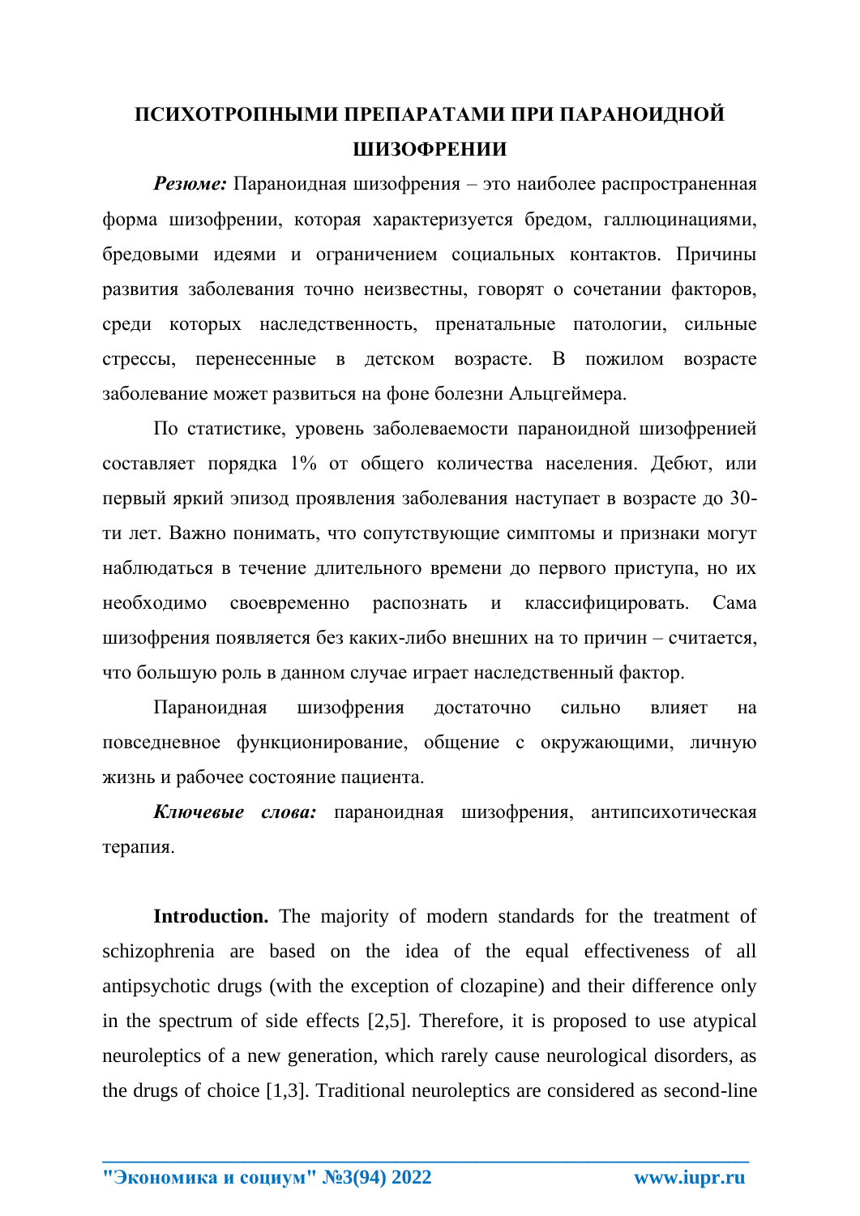## ПСИХОТРОПНЫМИ ПРЕПАРАТАМИ ПРИ ПАРАНОИДНОЙ ШИЗОФРЕНИИ

***Резюме:*** Параноидная шизофрения – это наиболее распространенная форма шизофрении, которая характеризуется бредом, галлюцинациями, бредовыми идеями и ограничением социальных контактов. Причины развития заболевания точно неизвестны, говорят о сочетании факторов, среди которых наследственность, пренатальные патологии, сильные стрессы, перенесенные в детском возрасте. В пожилом возрасте заболевание может развиться на фоне болезни Альцгеймера.

По статистике, уровень заболеваемости параноидной шизофренией составляет порядка 1% от общего количества населения. Дебют, или первый яркий эпизод проявления заболевания наступает в возрасте до 30-ти лет. Важно понимать, что сопутствующие симптомы и признаки могут наблюдаться в течение длительного времени до первого приступа, но их необходимо своевременно распознать и классифицировать. Сама шизофрения появляется без каких-либо внешних на то причин – считается, что большую роль в данном случае играет наследственный фактор.

Параноидная шизофрения достаточно сильно влияет на повседневное функционирование, общение с окружающими, личную жизнь и рабочее состояние пациента.

***Ключевые слова:*** параноидная шизофрения, антипсихотическая терапия.

**Introduction.** The majority of modern standards for the treatment of schizophrenia are based on the idea of the equal effectiveness of all antipsychotic drugs (with the exception of clozapine) and their difference only in the spectrum of side effects [2,5]. Therefore, it is proposed to use atypical neuroleptics of a new generation, which rarely cause neurological disorders, as the drugs of choice [1,3]. Traditional neuroleptics are considered as second-line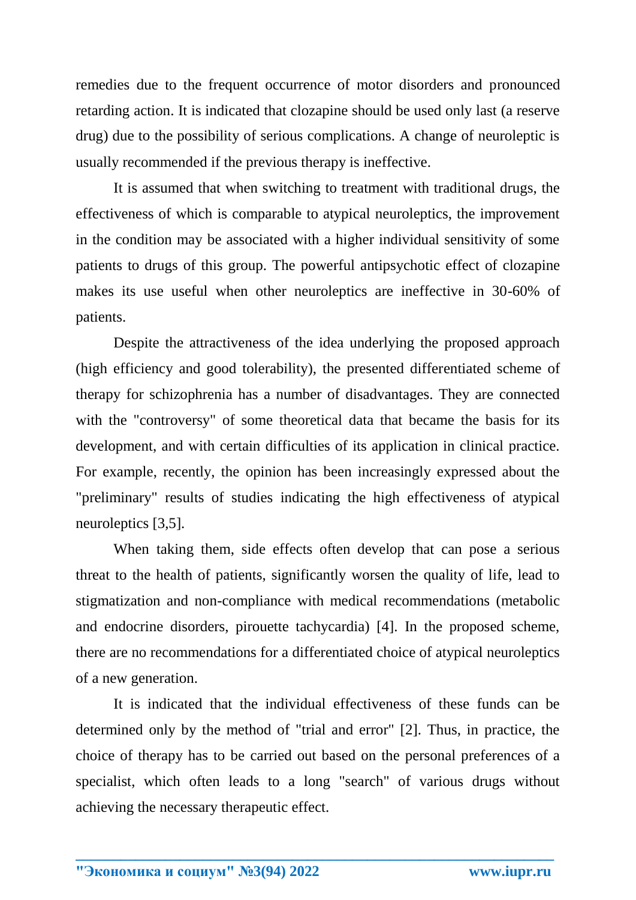remedies due to the frequent occurrence of motor disorders and pronounced retarding action. It is indicated that clozapine should be used only last (a reserve drug) due to the possibility of serious complications. A change of neuroleptic is usually recommended if the previous therapy is ineffective.

It is assumed that when switching to treatment with traditional drugs, the effectiveness of which is comparable to atypical neuroleptics, the improvement in the condition may be associated with a higher individual sensitivity of some patients to drugs of this group. The powerful antipsychotic effect of clozapine makes its use useful when other neuroleptics are ineffective in 30-60% of patients.

Despite the attractiveness of the idea underlying the proposed approach (high efficiency and good tolerability), the presented differentiated scheme of therapy for schizophrenia has a number of disadvantages. They are connected with the "controversy" of some theoretical data that became the basis for its development, and with certain difficulties of its application in clinical practice. For example, recently, the opinion has been increasingly expressed about the "preliminary" results of studies indicating the high effectiveness of atypical neuroleptics [3,5].

When taking them, side effects often develop that can pose a serious threat to the health of patients, significantly worsen the quality of life, lead to stigmatization and non-compliance with medical recommendations (metabolic and endocrine disorders, pirouette tachycardia) [4]. In the proposed scheme, there are no recommendations for a differentiated choice of atypical neuroleptics of a new generation.

It is indicated that the individual effectiveness of these funds can be determined only by the method of "trial and error" [2]. Thus, in practice, the choice of therapy has to be carried out based on the personal preferences of a specialist, which often leads to a long "search" of various drugs without achieving the necessary therapeutic effect.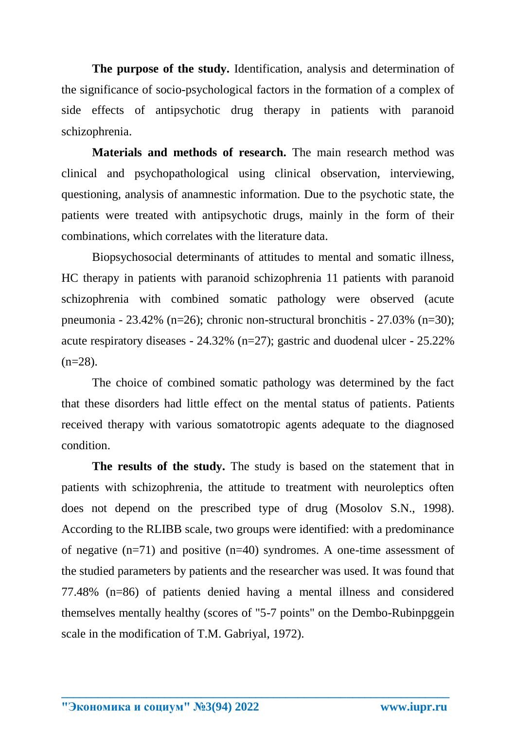**The purpose of the study.** Identification, analysis and determination of the significance of socio-psychological factors in the formation of a complex of side effects of antipsychotic drug therapy in patients with paranoid schizophrenia.

**Materials and methods of research.** The main research method was clinical and psychopathological using clinical observation, interviewing, questioning, analysis of anamnestic information. Due to the psychotic state, the patients were treated with antipsychotic drugs, mainly in the form of their combinations, which correlates with the literature data.

Biopsychosocial determinants of attitudes to mental and somatic illness, HC therapy in patients with paranoid schizophrenia 11 patients with paranoid schizophrenia with combined somatic pathology were observed (acute pneumonia - 23.42% (n=26); chronic non-structural bronchitis - 27.03% (n=30); acute respiratory diseases - 24.32% (n=27); gastric and duodenal ulcer - 25.22% (n=28).

The choice of combined somatic pathology was determined by the fact that these disorders had little effect on the mental status of patients. Patients received therapy with various somatotropic agents adequate to the diagnosed condition.

**The results of the study.** The study is based on the statement that in patients with schizophrenia, the attitude to treatment with neuroleptics often does not depend on the prescribed type of drug (Mosolov S.N., 1998). According to the RLIBB scale, two groups were identified: with a predominance of negative (n=71) and positive (n=40) syndromes. A one-time assessment of the studied parameters by patients and the researcher was used. It was found that 77.48% (n=86) of patients denied having a mental illness and considered themselves mentally healthy (scores of "5-7 points" on the Dembo-Rubinpggein scale in the modification of T.M. Gabriyal, 1972).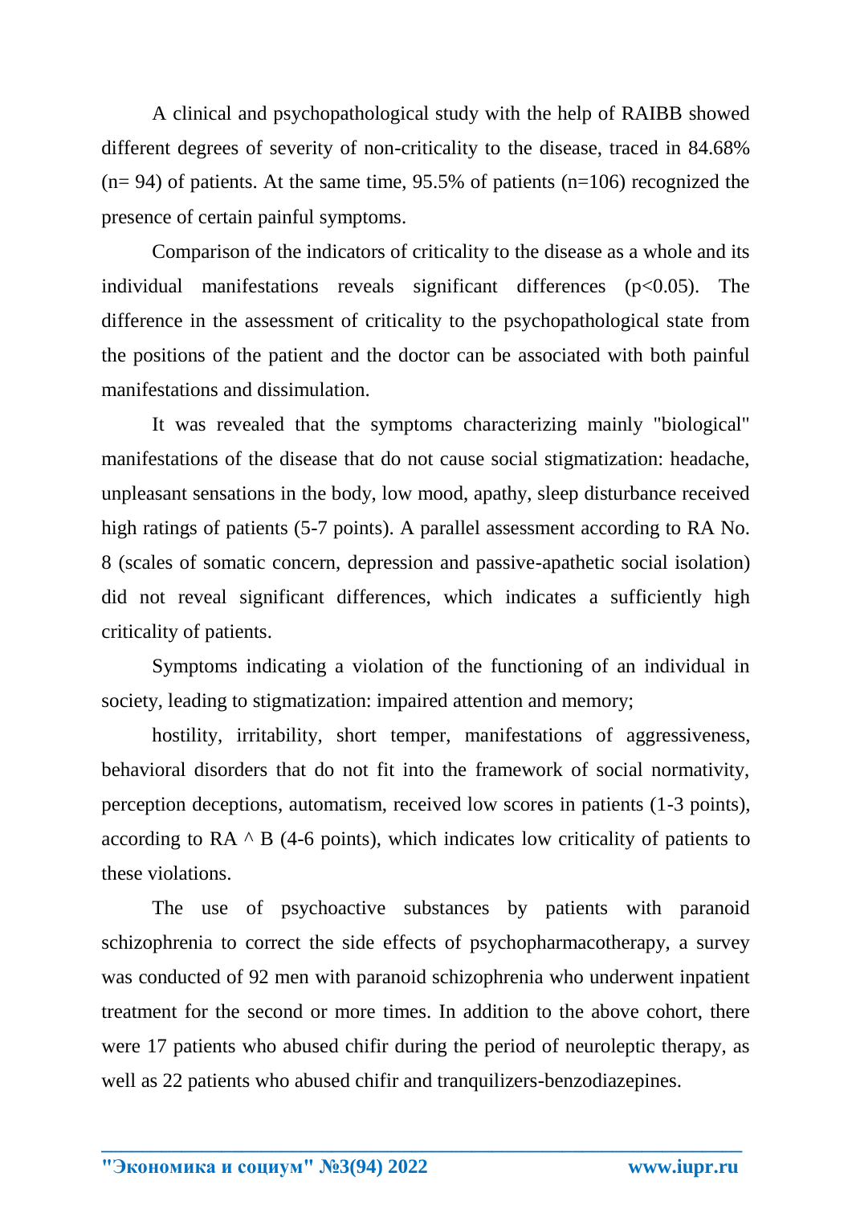A clinical and psychopathological study with the help of RAIBB showed different degrees of severity of non-criticality to the disease, traced in 84.68% (n= 94) of patients. At the same time, 95.5% of patients (n=106) recognized the presence of certain painful symptoms.

Comparison of the indicators of criticality to the disease as a whole and its individual manifestations reveals significant differences ($p<0.05$). The difference in the assessment of criticality to the psychopathological state from the positions of the patient and the doctor can be associated with both painful manifestations and dissimulation.

It was revealed that the symptoms characterizing mainly "biological" manifestations of the disease that do not cause social stigmatization: headache, unpleasant sensations in the body, low mood, apathy, sleep disturbance received high ratings of patients (5-7 points). A parallel assessment according to RA No. 8 (scales of somatic concern, depression and passive-apathetic social isolation) did not reveal significant differences, which indicates a sufficiently high criticality of patients.

Symptoms indicating a violation of the functioning of an individual in society, leading to stigmatization: impaired attention and memory;

hostility, irritability, short temper, manifestations of aggressiveness, behavioral disorders that do not fit into the framework of social normativity, perception deceptions, automatism, received low scores in patients (1-3 points), according to RA ^ B (4-6 points), which indicates low criticality of patients to these violations.

The use of psychoactive substances by patients with paranoid schizophrenia to correct the side effects of psychopharmacotherapy, a survey was conducted of 92 men with paranoid schizophrenia who underwent inpatient treatment for the second or more times. In addition to the above cohort, there were 17 patients who abused chifir during the period of neuroleptic therapy, as well as 22 patients who abused chifir and tranquilizers-benzodiazepines.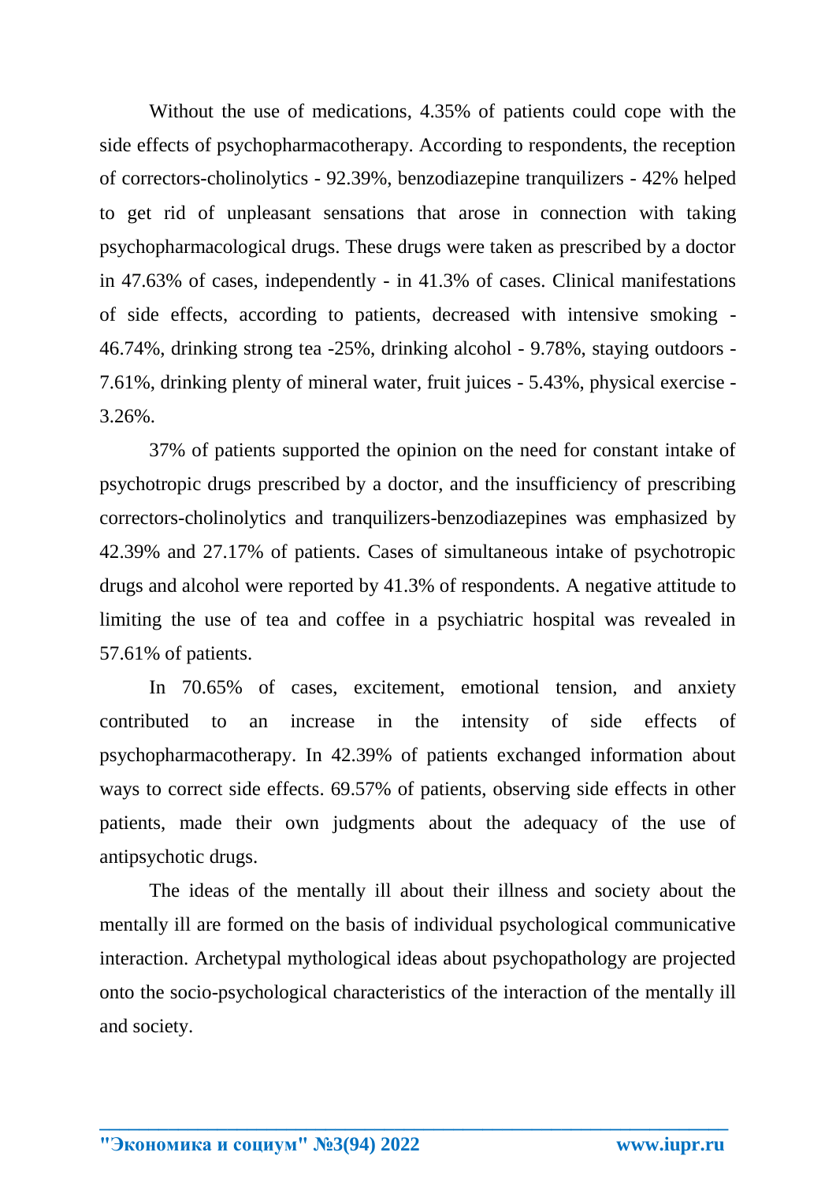Without the use of medications, 4.35% of patients could cope with the side effects of psychopharmacotherapy. According to respondents, the reception of correctors-cholinolytics - 92.39%, benzodiazepine tranquilizers - 42% helped to get rid of unpleasant sensations that arose in connection with taking psychopharmacological drugs. These drugs were taken as prescribed by a doctor in 47.63% of cases, independently - in 41.3% of cases. Clinical manifestations of side effects, according to patients, decreased with intensive smoking - 46.74%, drinking strong tea -25%, drinking alcohol - 9.78%, staying outdoors - 7.61%, drinking plenty of mineral water, fruit juices - 5.43%, physical exercise - 3.26%.

37% of patients supported the opinion on the need for constant intake of psychotropic drugs prescribed by a doctor, and the insufficiency of prescribing correctors-cholinolytics and tranquilizers-benzodiazepines was emphasized by 42.39% and 27.17% of patients. Cases of simultaneous intake of psychotropic drugs and alcohol were reported by 41.3% of respondents. A negative attitude to limiting the use of tea and coffee in a psychiatric hospital was revealed in 57.61% of patients.

In 70.65% of cases, excitement, emotional tension, and anxiety contributed to an increase in the intensity of side effects of psychopharmacotherapy. In 42.39% of patients exchanged information about ways to correct side effects. 69.57% of patients, observing side effects in other patients, made their own judgments about the adequacy of the use of antipsychotic drugs.

The ideas of the mentally ill about their illness and society about the mentally ill are formed on the basis of individual psychological communicative interaction. Archetypal mythological ideas about psychopathology are projected onto the socio-psychological characteristics of the interaction of the mentally ill and society.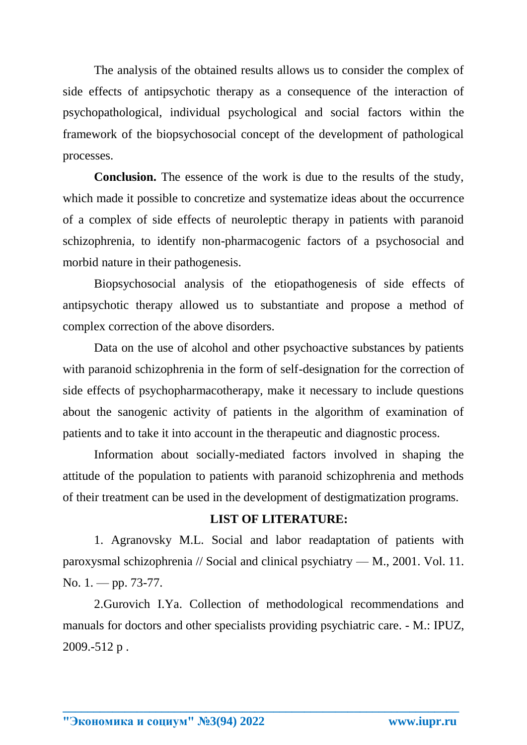The analysis of the obtained results allows us to consider the complex of side effects of antipsychotic therapy as a consequence of the interaction of psychopathological, individual psychological and social factors within the framework of the biopsychosocial concept of the development of pathological processes.

**Conclusion.** The essence of the work is due to the results of the study, which made it possible to concretize and systematize ideas about the occurrence of a complex of side effects of neuroleptic therapy in patients with paranoid schizophrenia, to identify non-pharmacogenic factors of a psychosocial and morbid nature in their pathogenesis.

Biopsychosocial analysis of the etiopathogenesis of side effects of antipsychotic therapy allowed us to substantiate and propose a method of complex correction of the above disorders.

Data on the use of alcohol and other psychoactive substances by patients with paranoid schizophrenia in the form of self-designation for the correction of side effects of psychopharmacotherapy, make it necessary to include questions about the sanogenic activity of patients in the algorithm of examination of patients and to take it into account in the therapeutic and diagnostic process.

Information about socially-mediated factors involved in shaping the attitude of the population to patients with paranoid schizophrenia and methods of their treatment can be used in the development of destigmatization programs.

**LIST OF LITERATURE:**

1. Agranovsky M.L. Social and labor readaptation of patients with paroxysmal schizophrenia // Social and clinical psychiatry — M., 2001. Vol. 11. No. 1. — pp. 73-77.

2.Gurovich I.Ya. Collection of methodological recommendations and manuals for doctors and other specialists providing psychiatric care. - M.: IPUZ, 2009.-512 p .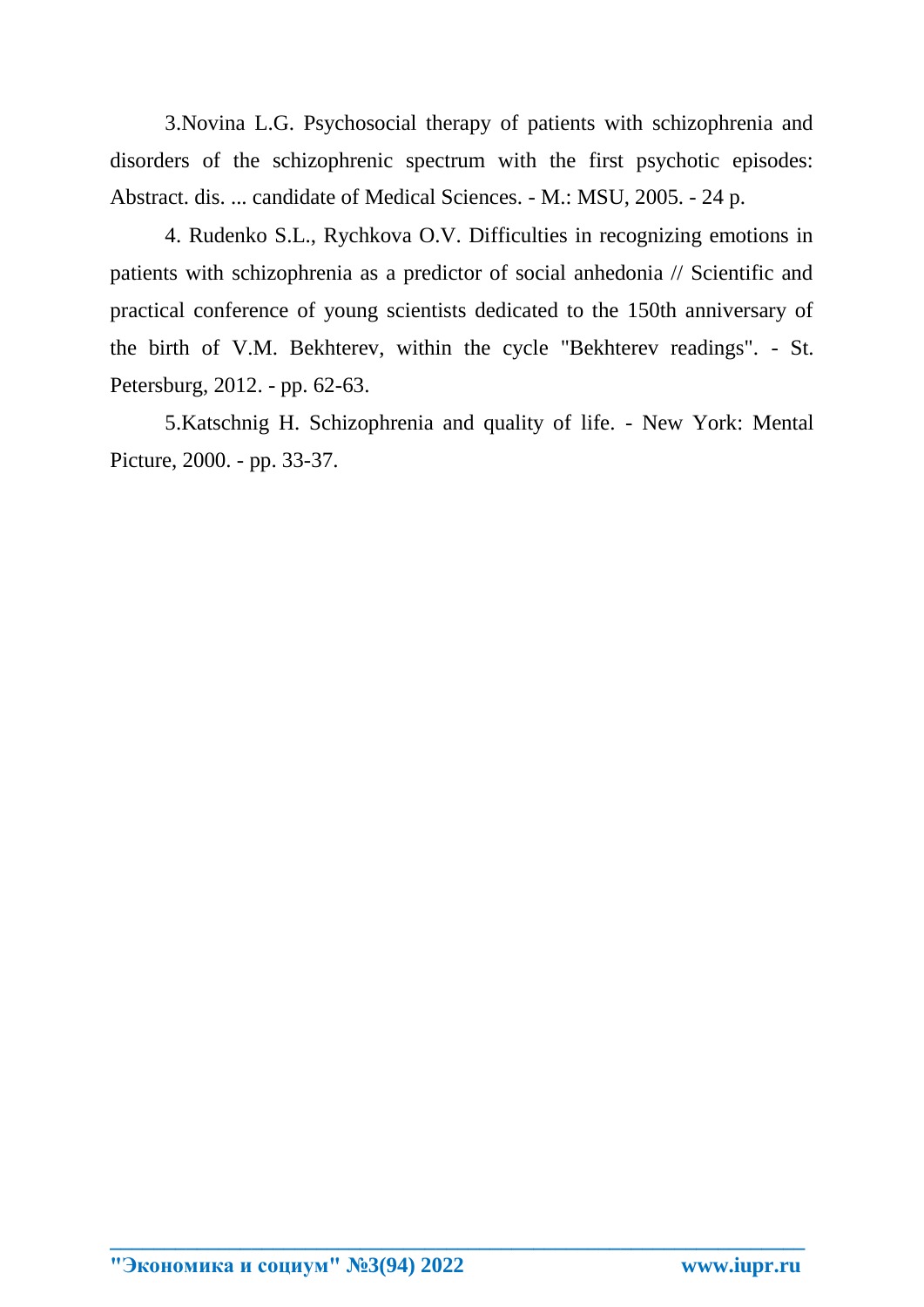3.Novina L.G. Psychosocial therapy of patients with schizophrenia and disorders of the schizophrenic spectrum with the first psychotic episodes: Abstract. dis. ... candidate of Medical Sciences. - M.: MSU, 2005. - 24 p.

4. Rudenko S.L., Rychkova O.V. Difficulties in recognizing emotions in patients with schizophrenia as a predictor of social anhedonia // Scientific and practical conference of young scientists dedicated to the 150th anniversary of the birth of V.M. Bekhterev, within the cycle "Bekhterev readings". - St. Petersburg, 2012. - pp. 62-63.

5.Katschnig H. Schizophrenia and quality of life. - New York: Mental Picture, 2000. - pp. 33-37.